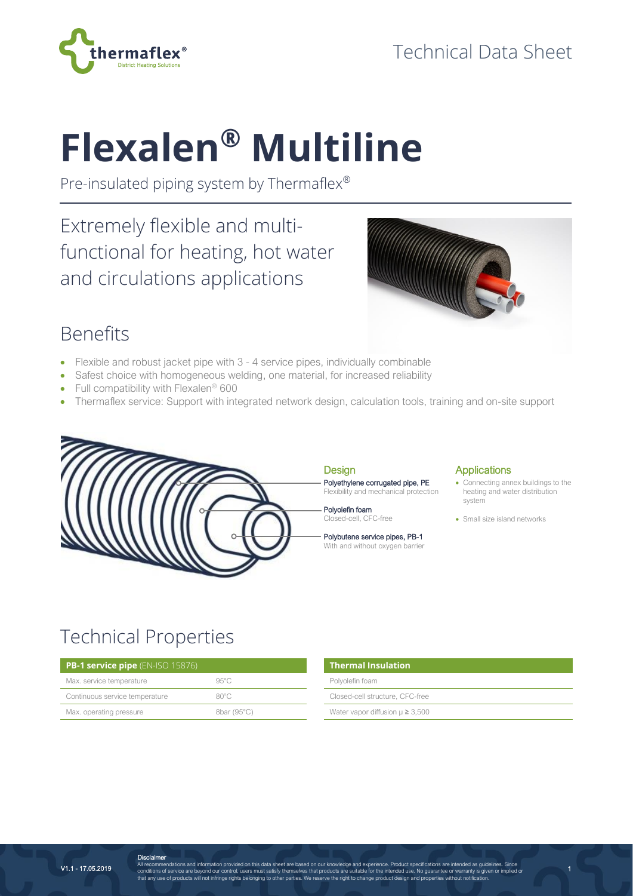Technical Data Sheet

# Flexalen® Multiline

Pre-insulated piping system by Thermaflex®

## Extremely flexible and multi-functional for heating, hot water and circulations applications

## Benefits

- Flexible and robust jacket pipe with 3 - 4 service pipes, individually combinable
- Safest choice with homogeneous welding, one material, for increased reliability
- Full compatibility with Flexalen® 600
- Thermaflex service: Support with integrated network design, calculation tools, training and on-site support

### Design

**Polyethylene corrugated pipe, PE**
Flexibility and mechanical protection

**Polyolefin foam**
Closed-cell, CFC-free

**Polybutene service pipes, PB-1**
With and without oxygen barrier

### Applications

- Connecting annex buildings to the heating and water distribution system
- Small size island networks

## Technical Properties

| **PB-1 service pipe** (EN-ISO 15876) | |
|---|---|
| Max. service temperature | 95°C |
| Continuous service temperature | 80°C |
| Max. operating pressure | 8bar (95°C) |

| **Thermal Insulation** |
|---|
| Polyolefin foam |
| Closed-cell structure, CFC-free |
| Water vapor diffusion $\mu \geq 3{,}500$ |

V1.1 - 17.05.2019

**Disclaimer**
All recommendations and information provided on this data sheet are based on our knowledge and experience. Product specifications are intended as guidelines. Since conditions of service are beyond our control, users must satisfy themselves that products are suitable for the intended use. No guarantee or warranty is given or implied or that any use of products will not infringe rights belonging to other parties. We reserve the right to change product design and properties without notification.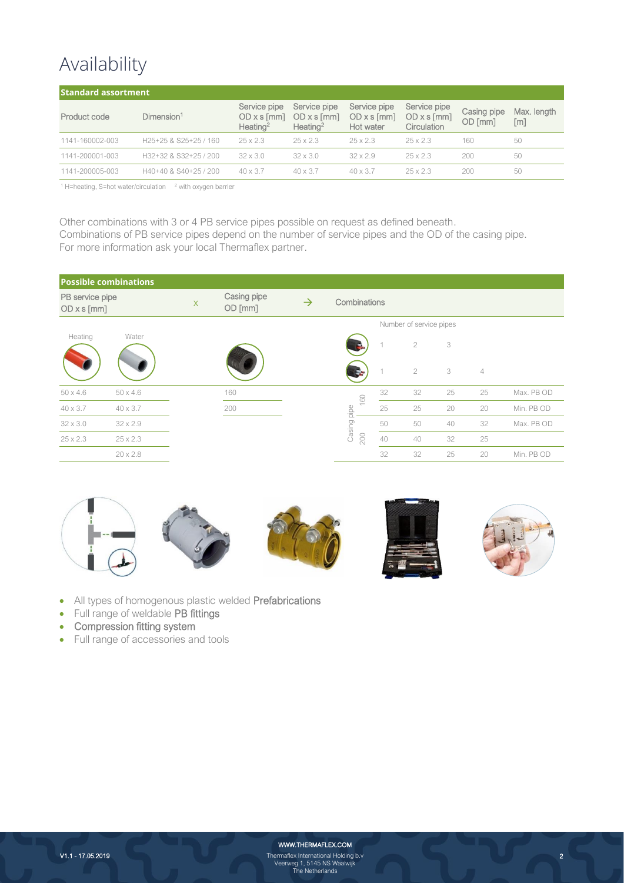# Availability

**Standard assortment**

| Product code | Dimension[1] | Service pipe OD x s [mm] Heating[2] | Service pipe OD x s [mm] Heating[2] | Service pipe OD x s [mm] Hot water | Service pipe OD x s [mm] Circulation | Casing pipe OD [mm] | Max. length [m] |
|---|---|---|---|---|---|---|---|
| 1141-160002-003 | H25+25 & S25+25 / 160 | 25 x 2.3 | 25 x 2.3 | 25 x 2.3 | 25 x 2.3 | 160 | 50 |
| 1141-200001-003 | H32+32 & S32+25 / 200 | 32 x 3.0 | 32 x 3.0 | 32 x 2.9 | 25 x 2.3 | 200 | 50 |
| 1141-200005-003 | H40+40 & S40+25 / 200 | 40 x 3.7 | 40 x 3.7 | 40 x 3.7 | 25 x 2.3 | 200 | 50 |

[1] H=heating, S=hot water/circulation [2] with oxygen barrier

Other combinations with 3 or 4 PB service pipes possible on request as defined beneath.
Combinations of PB service pipes depend on the number of service pipes and the OD of the casing pipe.
For more information ask your local Thermaflex partner.

**Possible combinations**

PB service pipe OD x s [mm] X Casing pipe OD [mm] → Combinations

| Heating | Water | Casing pipe OD [mm] | Casing pipe | Number of service pipes: 1 | 2 | 3 | 4 | |
|---|---|---|---|---|---|---|---|---|
| 50 x 4.6 | 50 x 4.6 | 160 | 160 | 32 | 32 | 25 | 25 | Max. PB OD |
| 40 x 3.7 | 40 x 3.7 | 200 | 160 | 25 | 25 | 20 | 20 | Min. PB OD |
| 32 x 3.0 | 32 x 2.9 | | 200 | 50 | 50 | 40 | 32 | Max. PB OD |
| 25 x 2.3 | 25 x 2.3 | | 200 | 40 | 40 | 32 | 25 | |
| | 20 x 2.8 | | 200 | 32 | 32 | 25 | 20 | Min. PB OD |

- All types of homogenous plastic welded Prefabrications
- Full range of weldable PB fittings
- Compression fitting system
- Full range of accessories and tools